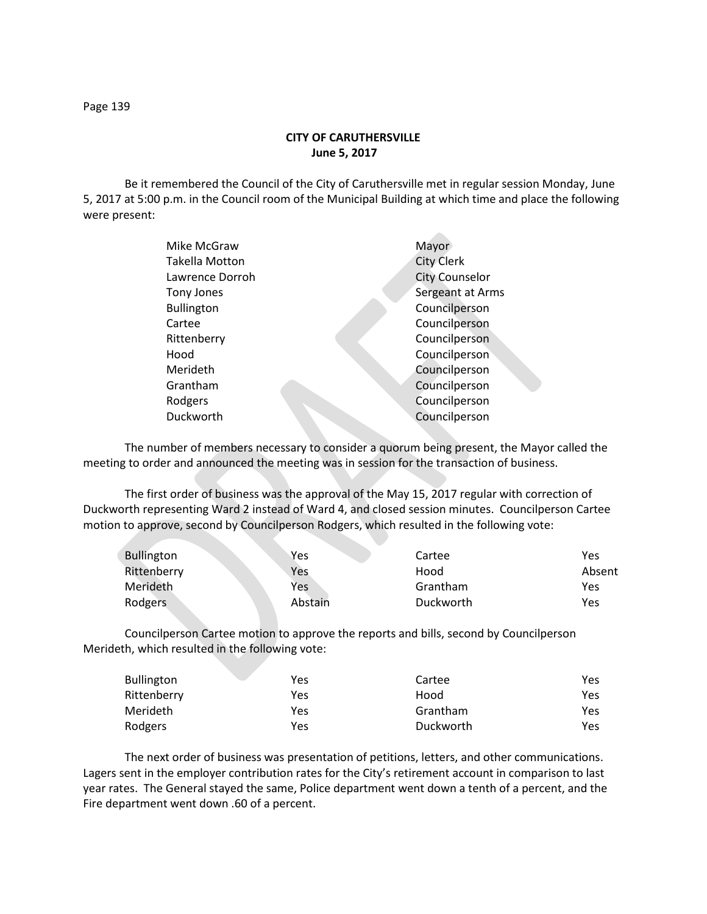# CITY OF CARUTHERSVILLE
## June 5, 2017

Be it remembered the Council of the City of Caruthersville met in regular session Monday, June 5, 2017 at 5:00 p.m. in the Council room of the Municipal Building at which time and place the following were present:

| | |
|---|---|
| Mike McGraw | Mayor |
| Takella Motton | City Clerk |
| Lawrence Dorroh | City Counselor |
| Tony Jones | Sergeant at Arms |
| Bullington | Councilperson |
| Cartee | Councilperson |
| Rittenberry | Councilperson |
| Hood | Councilperson |
| Merideth | Councilperson |
| Grantham | Councilperson |
| Rodgers | Councilperson |
| Duckworth | Councilperson |

The number of members necessary to consider a quorum being present, the Mayor called the meeting to order and announced the meeting was in session for the transaction of business.

The first order of business was the approval of the May 15, 2017 regular with correction of Duckworth representing Ward 2 instead of Ward 4, and closed session minutes. Councilperson Cartee motion to approve, second by Councilperson Rodgers, which resulted in the following vote:

| | | | |
|---|---|---|---|
| Bullington | Yes | Cartee | Yes |
| Rittenberry | Yes | Hood | Absent |
| Merideth | Yes | Grantham | Yes |
| Rodgers | Abstain | Duckworth | Yes |

Councilperson Cartee motion to approve the reports and bills, second by Councilperson Merideth, which resulted in the following vote:

| | | | |
|---|---|---|---|
| Bullington | Yes | Cartee | Yes |
| Rittenberry | Yes | Hood | Yes |
| Merideth | Yes | Grantham | Yes |
| Rodgers | Yes | Duckworth | Yes |

The next order of business was presentation of petitions, letters, and other communications. Lagers sent in the employer contribution rates for the City's retirement account in comparison to last year rates. The General stayed the same, Police department went down a tenth of a percent, and the Fire department went down .60 of a percent.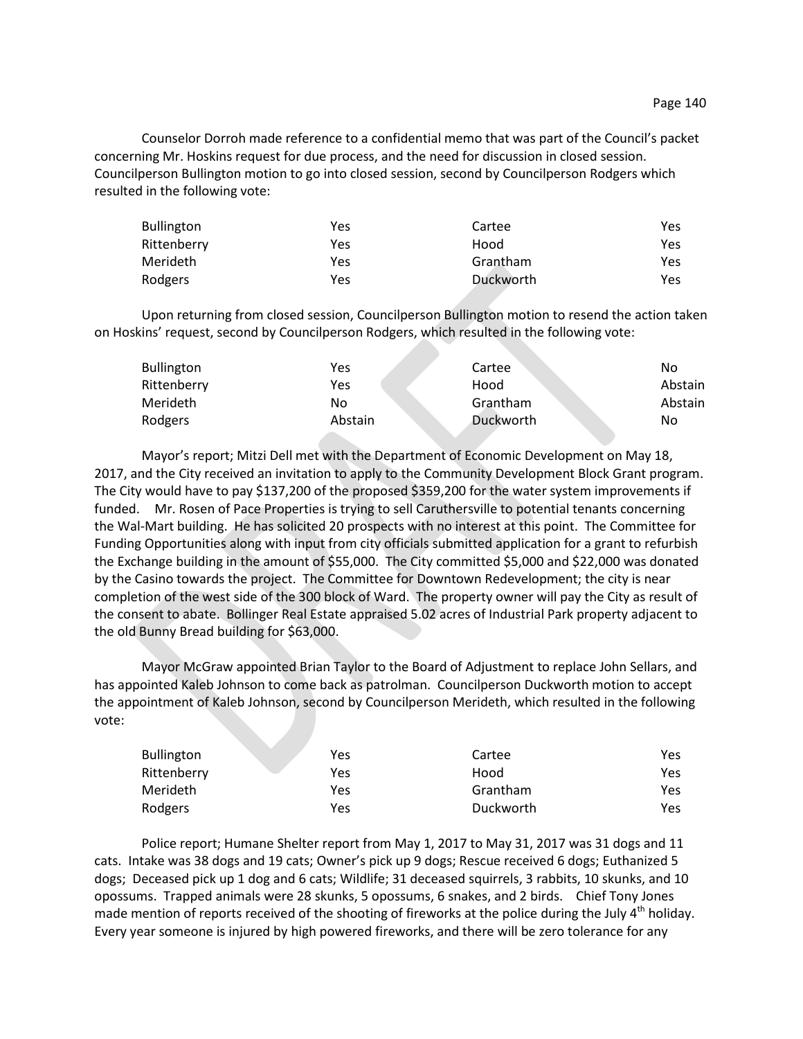Counselor Dorroh made reference to a confidential memo that was part of the Council's packet concerning Mr. Hoskins request for due process, and the need for discussion in closed session. Councilperson Bullington motion to go into closed session, second by Councilperson Rodgers which resulted in the following vote:

| | | | |
|---|---|---|---|
| Bullington | Yes | Cartee | Yes |
| Rittenberry | Yes | Hood | Yes |
| Merideth | Yes | Grantham | Yes |
| Rodgers | Yes | Duckworth | Yes |

Upon returning from closed session, Councilperson Bullington motion to resend the action taken on Hoskins' request, second by Councilperson Rodgers, which resulted in the following vote:

| | | | |
|---|---|---|---|
| Bullington | Yes | Cartee | No |
| Rittenberry | Yes | Hood | Abstain |
| Merideth | No | Grantham | Abstain |
| Rodgers | Abstain | Duckworth | No |

Mayor's report; Mitzi Dell met with the Department of Economic Development on May 18, 2017, and the City received an invitation to apply to the Community Development Block Grant program. The City would have to pay $137,200 of the proposed $359,200 for the water system improvements if funded. Mr. Rosen of Pace Properties is trying to sell Caruthersville to potential tenants concerning the Wal-Mart building. He has solicited 20 prospects with no interest at this point. The Committee for Funding Opportunities along with input from city officials submitted application for a grant to refurbish the Exchange building in the amount of $55,000. The City committed $5,000 and $22,000 was donated by the Casino towards the project. The Committee for Downtown Redevelopment; the city is near completion of the west side of the 300 block of Ward. The property owner will pay the City as result of the consent to abate. Bollinger Real Estate appraised 5.02 acres of Industrial Park property adjacent to the old Bunny Bread building for $63,000.

Mayor McGraw appointed Brian Taylor to the Board of Adjustment to replace John Sellars, and has appointed Kaleb Johnson to come back as patrolman. Councilperson Duckworth motion to accept the appointment of Kaleb Johnson, second by Councilperson Merideth, which resulted in the following vote:

| | | | |
|---|---|---|---|
| Bullington | Yes | Cartee | Yes |
| Rittenberry | Yes | Hood | Yes |
| Merideth | Yes | Grantham | Yes |
| Rodgers | Yes | Duckworth | Yes |

Police report; Humane Shelter report from May 1, 2017 to May 31, 2017 was 31 dogs and 11 cats. Intake was 38 dogs and 19 cats; Owner's pick up 9 dogs; Rescue received 6 dogs; Euthanized 5 dogs; Deceased pick up 1 dog and 6 cats; Wildlife; 31 deceased squirrels, 3 rabbits, 10 skunks, and 10 opossums. Trapped animals were 28 skunks, 5 opossums, 6 snakes, and 2 birds. Chief Tony Jones made mention of reports received of the shooting of fireworks at the police during the July 4th holiday. Every year someone is injured by high powered fireworks, and there will be zero tolerance for any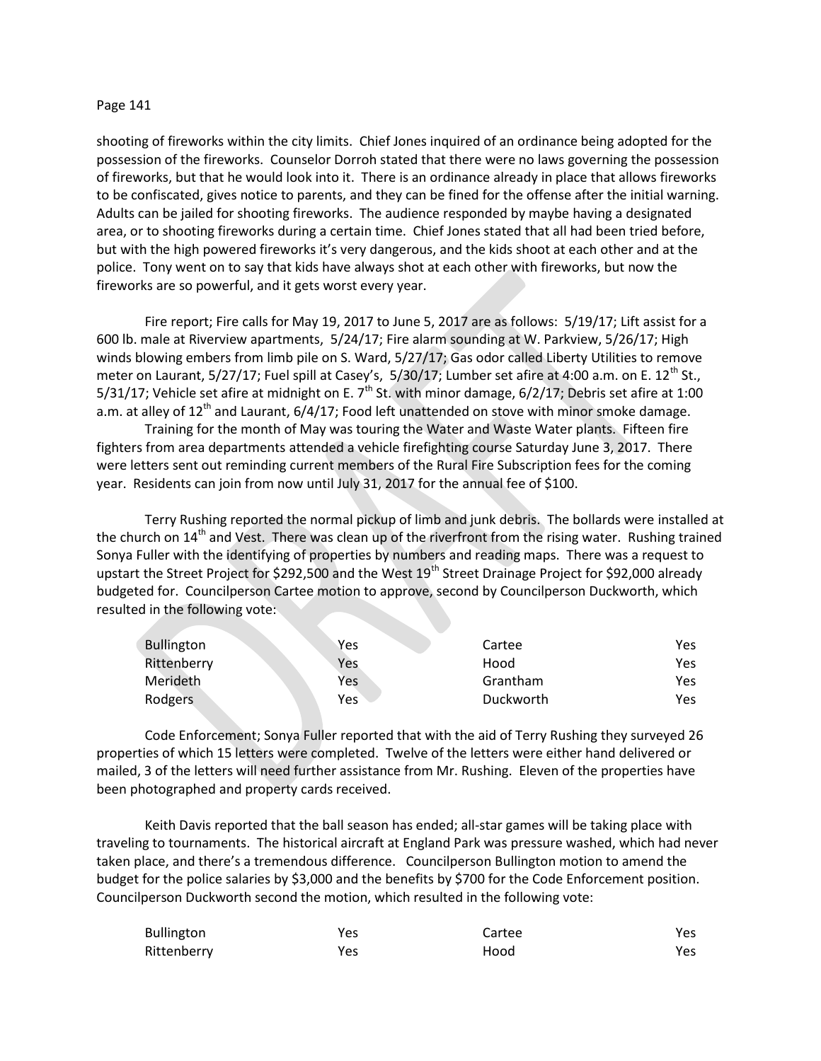shooting of fireworks within the city limits. Chief Jones inquired of an ordinance being adopted for the possession of the fireworks. Counselor Dorroh stated that there were no laws governing the possession of fireworks, but that he would look into it. There is an ordinance already in place that allows fireworks to be confiscated, gives notice to parents, and they can be fined for the offense after the initial warning. Adults can be jailed for shooting fireworks. The audience responded by maybe having a designated area, or to shooting fireworks during a certain time. Chief Jones stated that all had been tried before, but with the high powered fireworks it's very dangerous, and the kids shoot at each other and at the police. Tony went on to say that kids have always shot at each other with fireworks, but now the fireworks are so powerful, and it gets worst every year.

Fire report; Fire calls for May 19, 2017 to June 5, 2017 are as follows: 5/19/17; Lift assist for a 600 lb. male at Riverview apartments, 5/24/17; Fire alarm sounding at W. Parkview, 5/26/17; High winds blowing embers from limb pile on S. Ward, 5/27/17; Gas odor called Liberty Utilities to remove meter on Laurant, 5/27/17; Fuel spill at Casey's, 5/30/17; Lumber set afire at 4:00 a.m. on E. 12th St., 5/31/17; Vehicle set afire at midnight on E. 7th St. with minor damage, 6/2/17; Debris set afire at 1:00 a.m. at alley of 12th and Laurant, 6/4/17; Food left unattended on stove with minor smoke damage.

Training for the month of May was touring the Water and Waste Water plants. Fifteen fire fighters from area departments attended a vehicle firefighting course Saturday June 3, 2017. There were letters sent out reminding current members of the Rural Fire Subscription fees for the coming year. Residents can join from now until July 31, 2017 for the annual fee of $100.

Terry Rushing reported the normal pickup of limb and junk debris. The bollards were installed at the church on 14th and Vest. There was clean up of the riverfront from the rising water. Rushing trained Sonya Fuller with the identifying of properties by numbers and reading maps. There was a request to upstart the Street Project for $292,500 and the West 19th Street Drainage Project for $92,000 already budgeted for. Councilperson Cartee motion to approve, second by Councilperson Duckworth, which resulted in the following vote:

| | | | |
|---|---|---|---|
| Bullington | Yes | Cartee | Yes |
| Rittenberry | Yes | Hood | Yes |
| Merideth | Yes | Grantham | Yes |
| Rodgers | Yes | Duckworth | Yes |

Code Enforcement; Sonya Fuller reported that with the aid of Terry Rushing they surveyed 26 properties of which 15 letters were completed. Twelve of the letters were either hand delivered or mailed, 3 of the letters will need further assistance from Mr. Rushing. Eleven of the properties have been photographed and property cards received.

Keith Davis reported that the ball season has ended; all-star games will be taking place with traveling to tournaments. The historical aircraft at England Park was pressure washed, which had never taken place, and there's a tremendous difference. Councilperson Bullington motion to amend the budget for the police salaries by $3,000 and the benefits by $700 for the Code Enforcement position. Councilperson Duckworth second the motion, which resulted in the following vote:

| | | | |
|---|---|---|---|
| Bullington | Yes | Cartee | Yes |
| Rittenberry | Yes | Hood | Yes |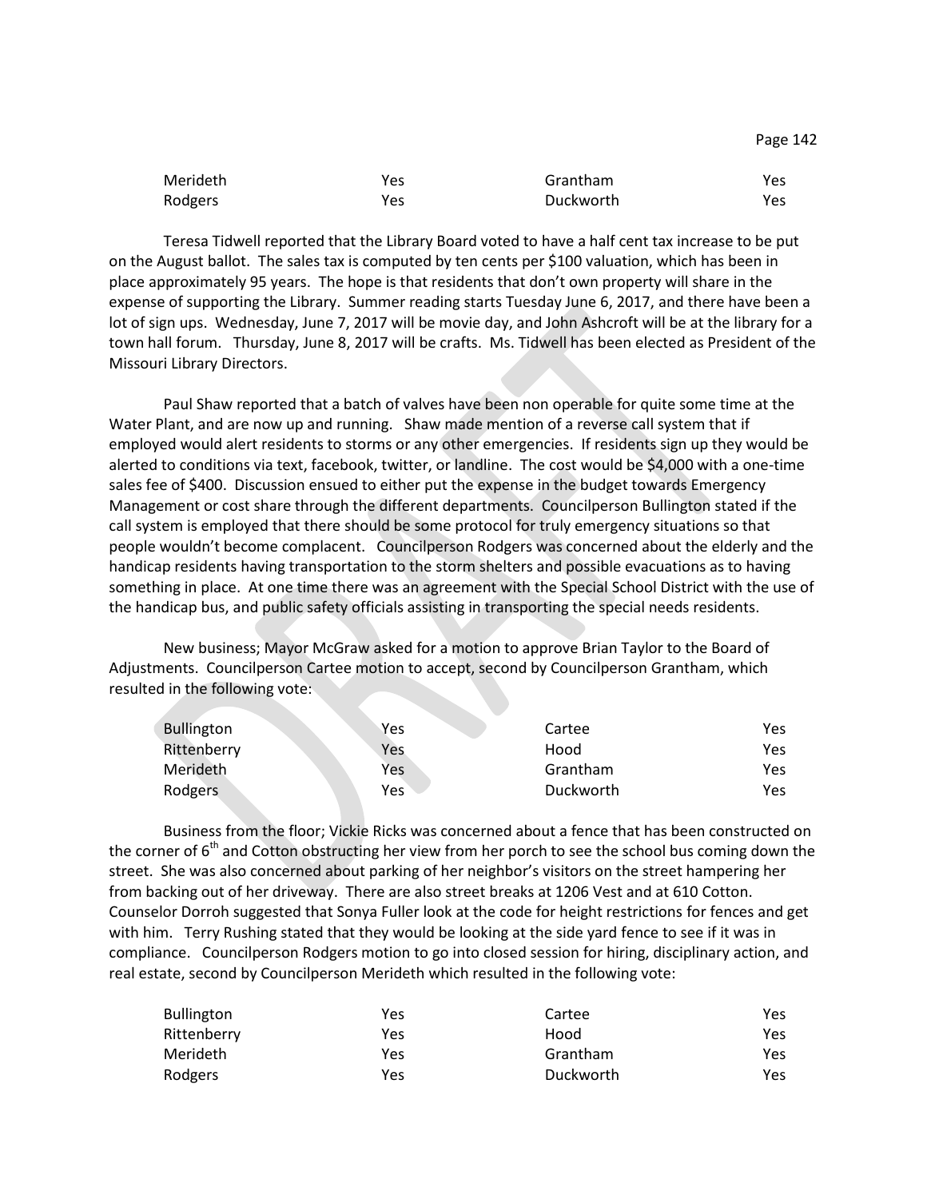| | | | |
|---|---|---|---|
| Merideth | Yes | Grantham | Yes |
| Rodgers | Yes | Duckworth | Yes |

Teresa Tidwell reported that the Library Board voted to have a half cent tax increase to be put on the August ballot. The sales tax is computed by ten cents per $100 valuation, which has been in place approximately 95 years. The hope is that residents that don't own property will share in the expense of supporting the Library. Summer reading starts Tuesday June 6, 2017, and there have been a lot of sign ups. Wednesday, June 7, 2017 will be movie day, and John Ashcroft will be at the library for a town hall forum. Thursday, June 8, 2017 will be crafts. Ms. Tidwell has been elected as President of the Missouri Library Directors.

Paul Shaw reported that a batch of valves have been non operable for quite some time at the Water Plant, and are now up and running. Shaw made mention of a reverse call system that if employed would alert residents to storms or any other emergencies. If residents sign up they would be alerted to conditions via text, facebook, twitter, or landline. The cost would be $4,000 with a one-time sales fee of $400. Discussion ensued to either put the expense in the budget towards Emergency Management or cost share through the different departments. Councilperson Bullington stated if the call system is employed that there should be some protocol for truly emergency situations so that people wouldn't become complacent. Councilperson Rodgers was concerned about the elderly and the handicap residents having transportation to the storm shelters and possible evacuations as to having something in place. At one time there was an agreement with the Special School District with the use of the handicap bus, and public safety officials assisting in transporting the special needs residents.

New business; Mayor McGraw asked for a motion to approve Brian Taylor to the Board of Adjustments. Councilperson Cartee motion to accept, second by Councilperson Grantham, which resulted in the following vote:

| | | | |
|---|---|---|---|
| Bullington | Yes | Cartee | Yes |
| Rittenberry | Yes | Hood | Yes |
| Merideth | Yes | Grantham | Yes |
| Rodgers | Yes | Duckworth | Yes |

Business from the floor; Vickie Ricks was concerned about a fence that has been constructed on the corner of 6th and Cotton obstructing her view from her porch to see the school bus coming down the street. She was also concerned about parking of her neighbor's visitors on the street hampering her from backing out of her driveway. There are also street breaks at 1206 Vest and at 610 Cotton. Counselor Dorroh suggested that Sonya Fuller look at the code for height restrictions for fences and get with him. Terry Rushing stated that they would be looking at the side yard fence to see if it was in compliance. Councilperson Rodgers motion to go into closed session for hiring, disciplinary action, and real estate, second by Councilperson Merideth which resulted in the following vote:

| | | | |
|---|---|---|---|
| Bullington | Yes | Cartee | Yes |
| Rittenberry | Yes | Hood | Yes |
| Merideth | Yes | Grantham | Yes |
| Rodgers | Yes | Duckworth | Yes |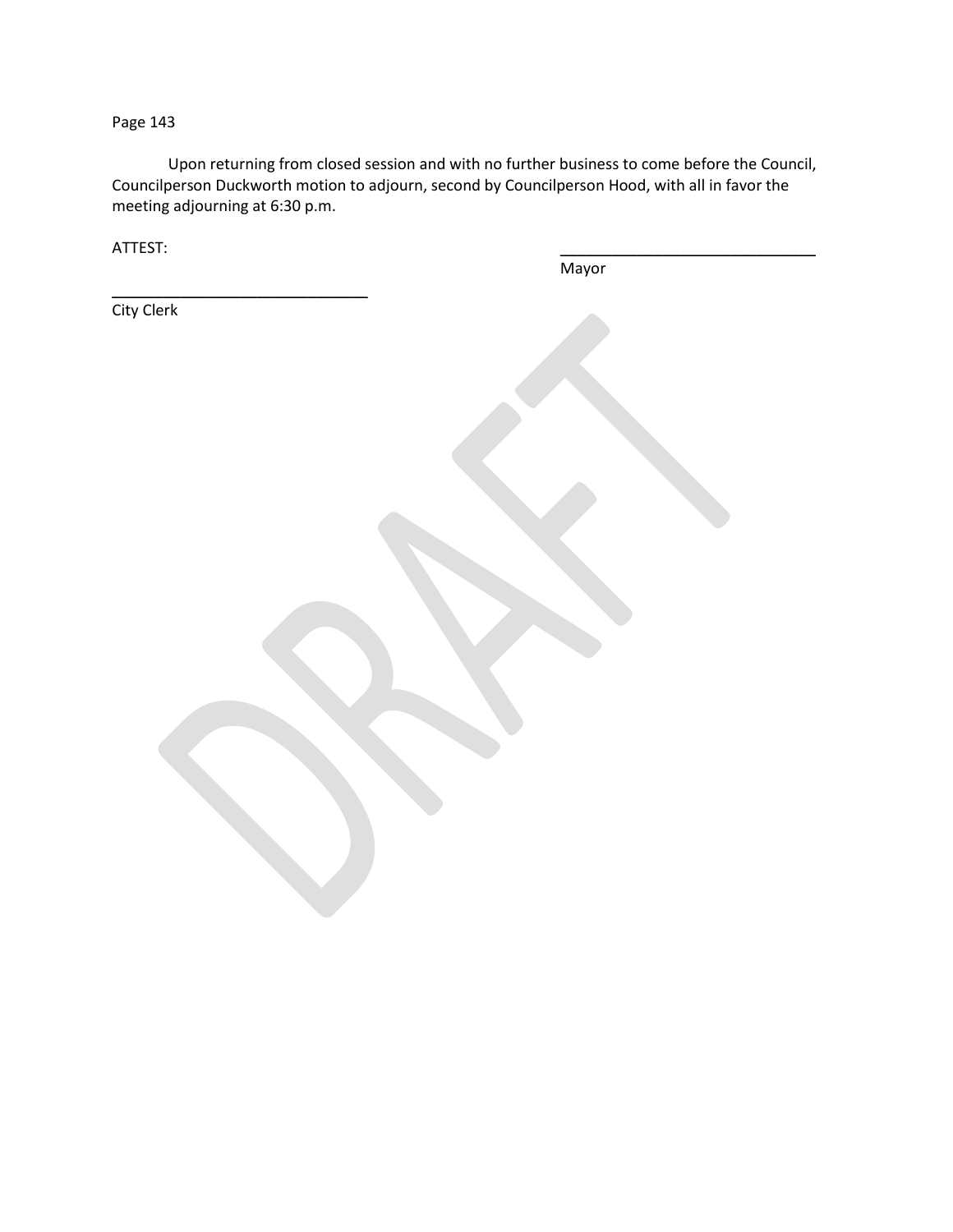Upon returning from closed session and with no further business to come before the Council, Councilperson Duckworth motion to adjourn, second by Councilperson Hood, with all in favor the meeting adjourning at 6:30 p.m.

ATTEST:

______________________________
Mayor

______________________________
City Clerk